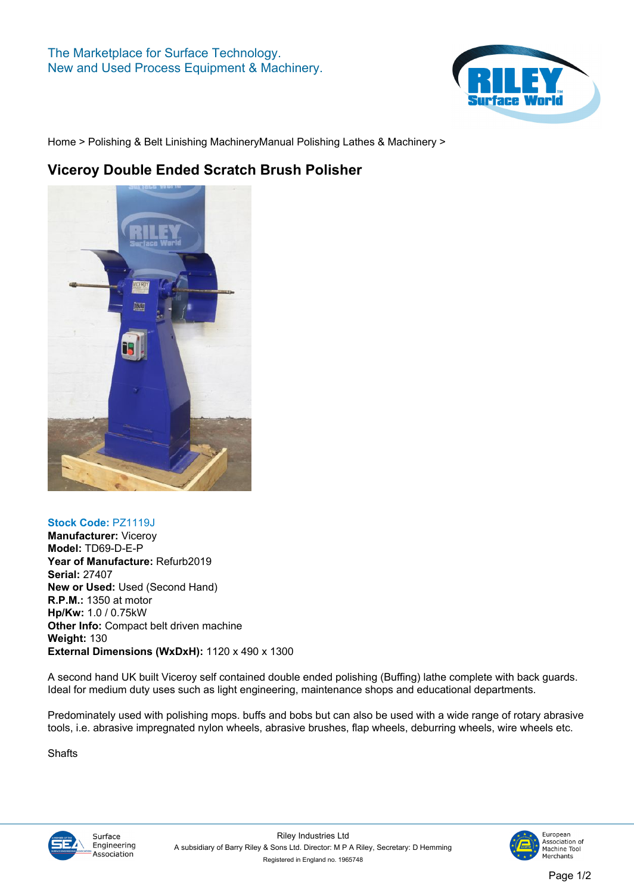The Marketplace for Surface Technology.
New and Used Process Equipment & Machinery.

Home > Polishing & Belt Linishing MachineryManual Polishing Lathes & Machinery >

# Viceroy Double Ended Scratch Brush Polisher

**Stock Code:** PZ1119J
**Manufacturer:** Viceroy
**Model:** TD69-D-E-P
**Year of Manufacture:** Refurb2019
**Serial:** 27407
**New or Used:** Used (Second Hand)
**R.P.M.:** 1350 at motor
**Hp/Kw:** 1.0 / 0.75kW
**Other Info:** Compact belt driven machine
**Weight:** 130
**External Dimensions (WxDxH):** 1120 x 490 x 1300

A second hand UK built Viceroy self contained double ended polishing (Buffing) lathe complete with back guards. Ideal for medium duty uses such as light engineering, maintenance shops and educational departments.

Predominately used with polishing mops. buffs and bobs but can also be used with a wide range of rotary abrasive tools, i.e. abrasive impregnated nylon wheels, abrasive brushes, flap wheels, deburring wheels, wire wheels etc.

Shafts

Riley Industries Ltd
A subsidiary of Barry Riley & Sons Ltd. Director: M P A Riley, Secretary: D Hemming
Registered in England no. 1965748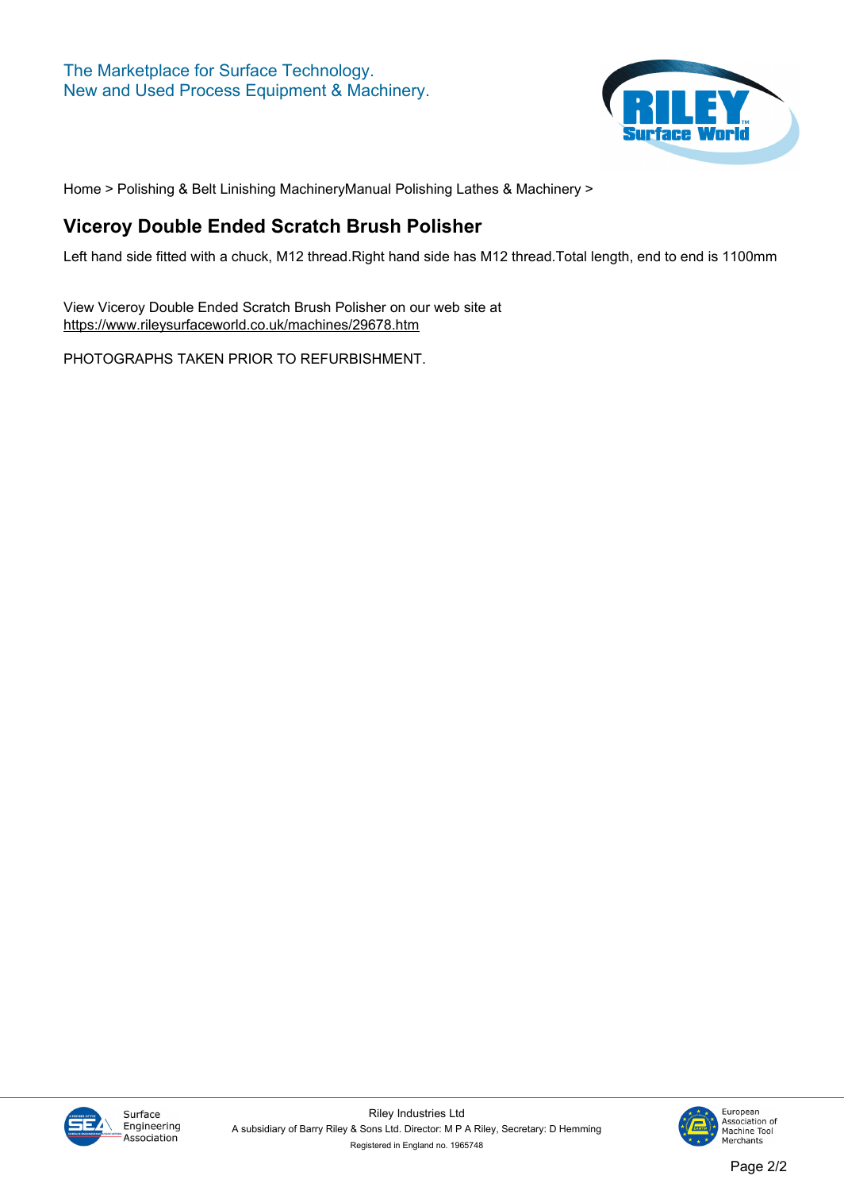The Marketplace for Surface Technology.
New and Used Process Equipment & Machinery.

Home > Polishing & Belt Linishing MachineryManual Polishing Lathes & Machinery >

## Viceroy Double Ended Scratch Brush Polisher

Left hand side fitted with a chuck, M12 thread.Right hand side has M12 thread.Total length, end to end is 1100mm

View Viceroy Double Ended Scratch Brush Polisher on our web site at
https://www.rileysurfaceworld.co.uk/machines/29678.htm

PHOTOGRAPHS TAKEN PRIOR TO REFURBISHMENT.

Surface Engineering Association

Riley Industries Ltd
A subsidiary of Barry Riley & Sons Ltd. Director: M P A Riley, Secretary: D Hemming
Registered in England no. 1965748

European Association of Machine Tool Merchants